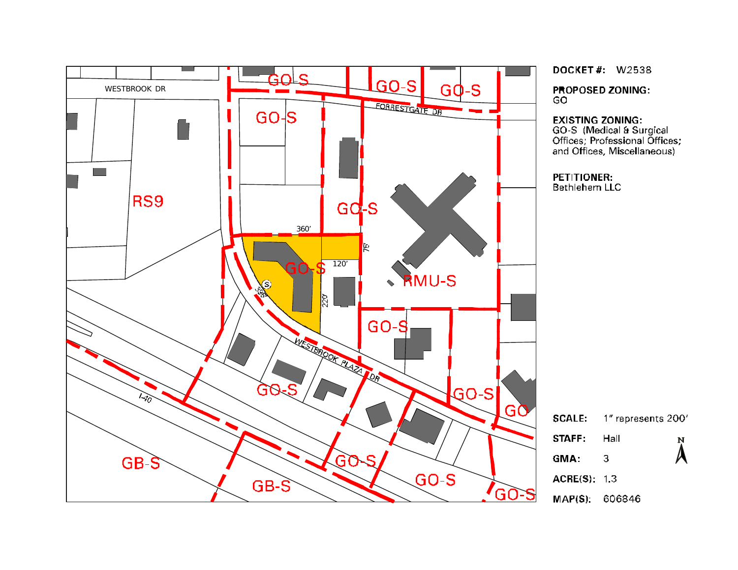**DOCKET #:** W2538

**PROPOSED ZONING:**
GO

**EXISTING ZONING:**
GO-S (Medical & Surgical Offices; Professional Offices; and Offices, Miscellaneous)

**PETITIONER:**
Bethlehem LLC

**SCALE:** 1" represents 200'

**STAFF:** Hall

**GMA:** 3

**ACRE(S):** 1.3

**MAP(S):** 606846

WESTBROOK DR

FORRESTGATE DR

WESTBROOK PLAZA DR

I-40

RS9

GO-S

RMU-S

GB-S

GO

360'

120'

78'

220'

395'

N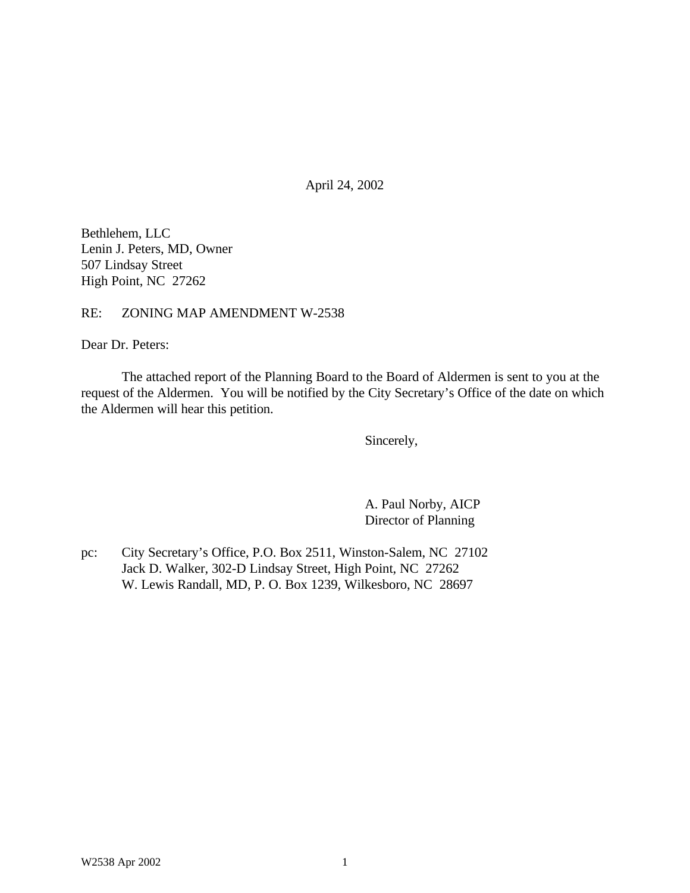April 24, 2002

Bethlehem, LLC
Lenin J. Peters, MD, Owner
507 Lindsay Street
High Point, NC  27262

RE: ZONING MAP AMENDMENT W-2538

Dear Dr. Peters:

The attached report of the Planning Board to the Board of Aldermen is sent to you at the request of the Aldermen. You will be notified by the City Secretary's Office of the date on which the Aldermen will hear this petition.

Sincerely,

A. Paul Norby, AICP
Director of Planning

pc: City Secretary's Office, P.O. Box 2511, Winston-Salem, NC  27102
Jack D. Walker, 302-D Lindsay Street, High Point, NC  27262
W. Lewis Randall, MD, P. O. Box 1239, Wilkesboro, NC  28697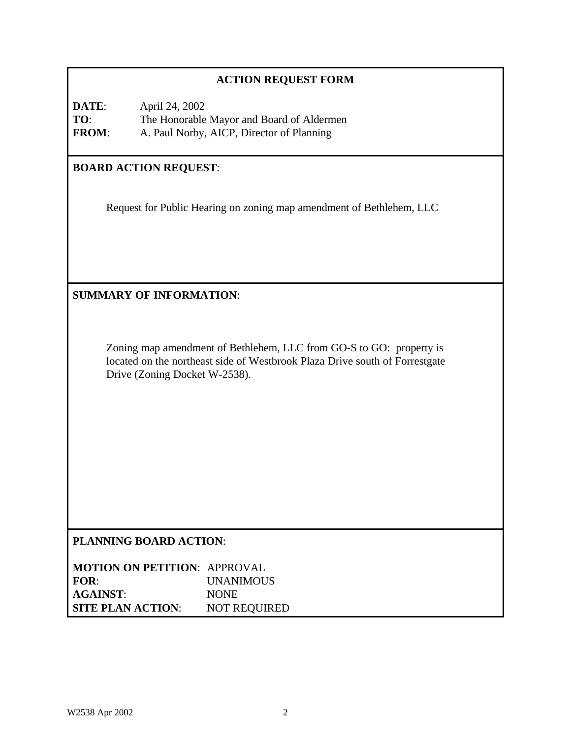## ACTION REQUEST FORM

**DATE**: April 24, 2002
**TO**: The Honorable Mayor and Board of Aldermen
**FROM**: A. Paul Norby, AICP, Director of Planning

**BOARD ACTION REQUEST**:

Request for Public Hearing on zoning map amendment of Bethlehem, LLC

**SUMMARY OF INFORMATION**:

Zoning map amendment of Bethlehem, LLC from GO-S to GO: property is located on the northeast side of Westbrook Plaza Drive south of Forrestgate Drive (Zoning Docket W-2538).

**PLANNING BOARD ACTION**:

**MOTION ON PETITION**: APPROVAL
**FOR**: UNANIMOUS
**AGAINST**: NONE
**SITE PLAN ACTION**: NOT REQUIRED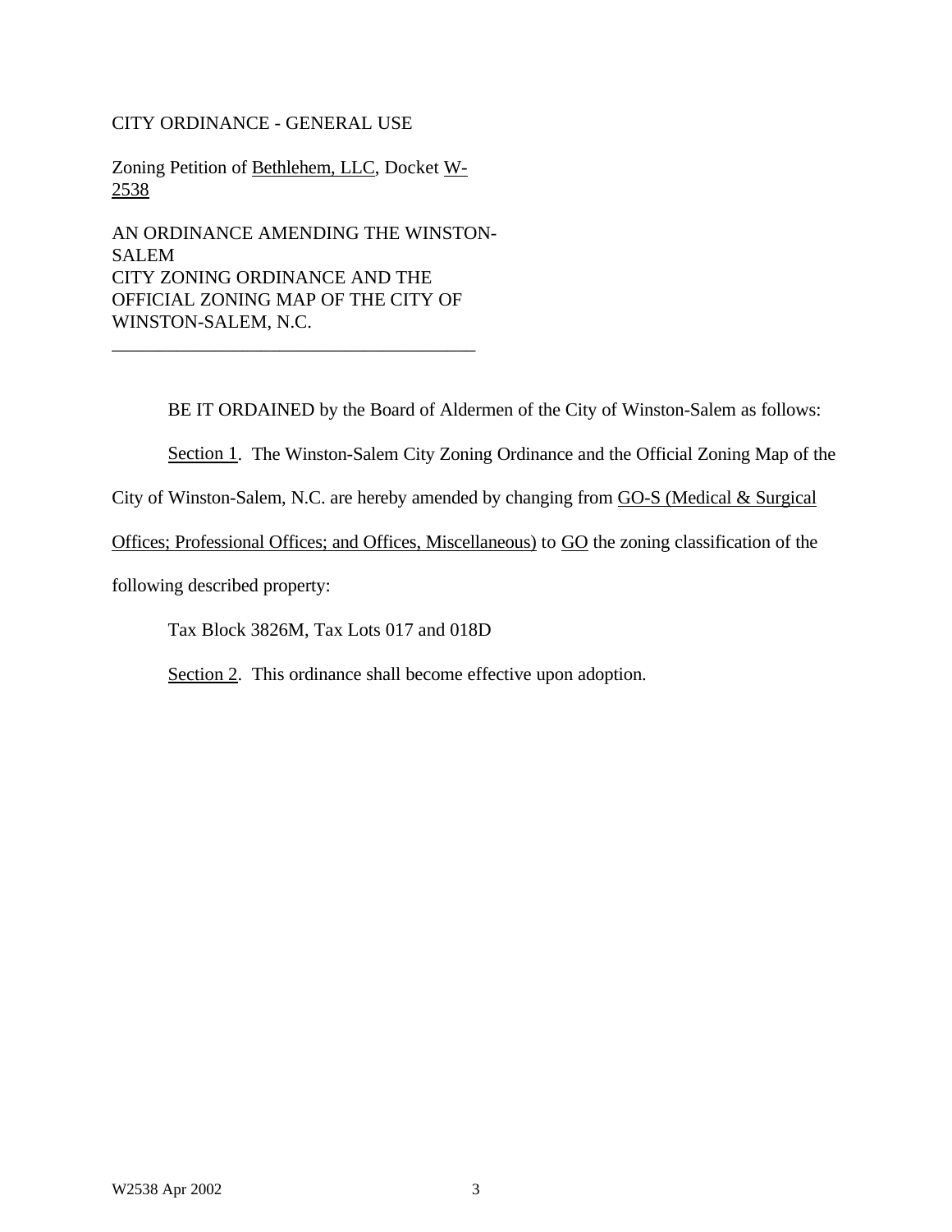CITY ORDINANCE - GENERAL USE

Zoning Petition of Bethlehem, LLC, Docket W-2538

AN ORDINANCE AMENDING THE WINSTON-SALEM CITY ZONING ORDINANCE AND THE OFFICIAL ZONING MAP OF THE CITY OF WINSTON-SALEM, N.C.

---

BE IT ORDAINED by the Board of Aldermen of the City of Winston-Salem as follows:

Section 1. The Winston-Salem City Zoning Ordinance and the Official Zoning Map of the City of Winston-Salem, N.C. are hereby amended by changing from GO-S (Medical & Surgical Offices; Professional Offices; and Offices, Miscellaneous) to GO the zoning classification of the following described property:

Tax Block 3826M, Tax Lots 017 and 018D

Section 2. This ordinance shall become effective upon adoption.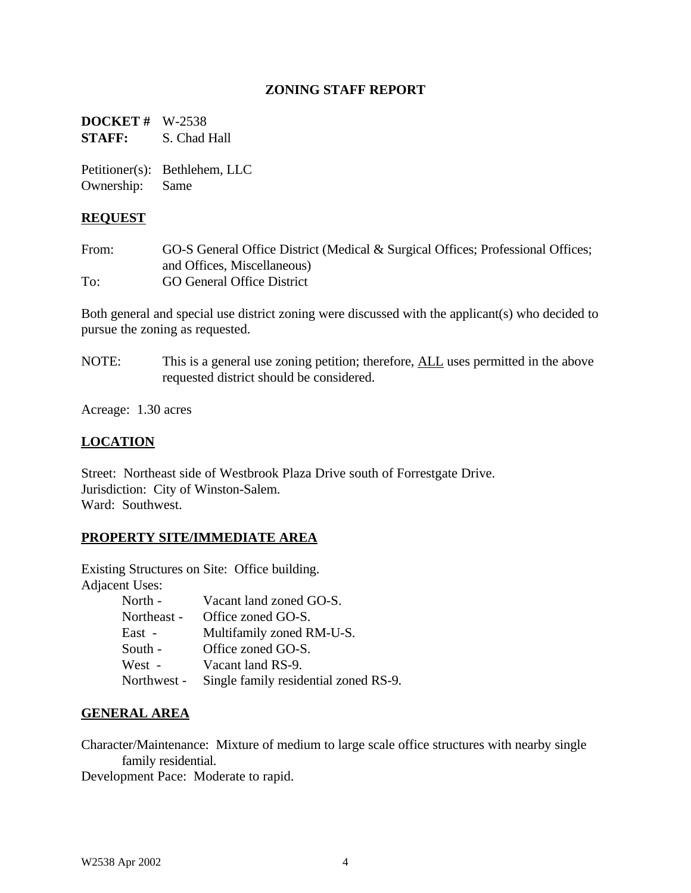## ZONING STAFF REPORT

**DOCKET #** W-2538
**STAFF:** S. Chad Hall

Petitioner(s): Bethlehem, LLC
Ownership: Same

### REQUEST

From: GO-S General Office District (Medical & Surgical Offices; Professional Offices; and Offices, Miscellaneous)
To: GO General Office District

Both general and special use district zoning were discussed with the applicant(s) who decided to pursue the zoning as requested.

NOTE: This is a general use zoning petition; therefore, ALL uses permitted in the above requested district should be considered.

Acreage: 1.30 acres

### LOCATION

Street: Northeast side of Westbrook Plaza Drive south of Forrestgate Drive.
Jurisdiction: City of Winston-Salem.
Ward: Southwest.

### PROPERTY SITE/IMMEDIATE AREA

Existing Structures on Site: Office building.
Adjacent Uses:

- North - Vacant land zoned GO-S.
- Northeast - Office zoned GO-S.
- East - Multifamily zoned RM-U-S.
- South - Office zoned GO-S.
- West - Vacant land RS-9.
- Northwest - Single family residential zoned RS-9.

### GENERAL AREA

Character/Maintenance: Mixture of medium to large scale office structures with nearby single family residential.
Development Pace: Moderate to rapid.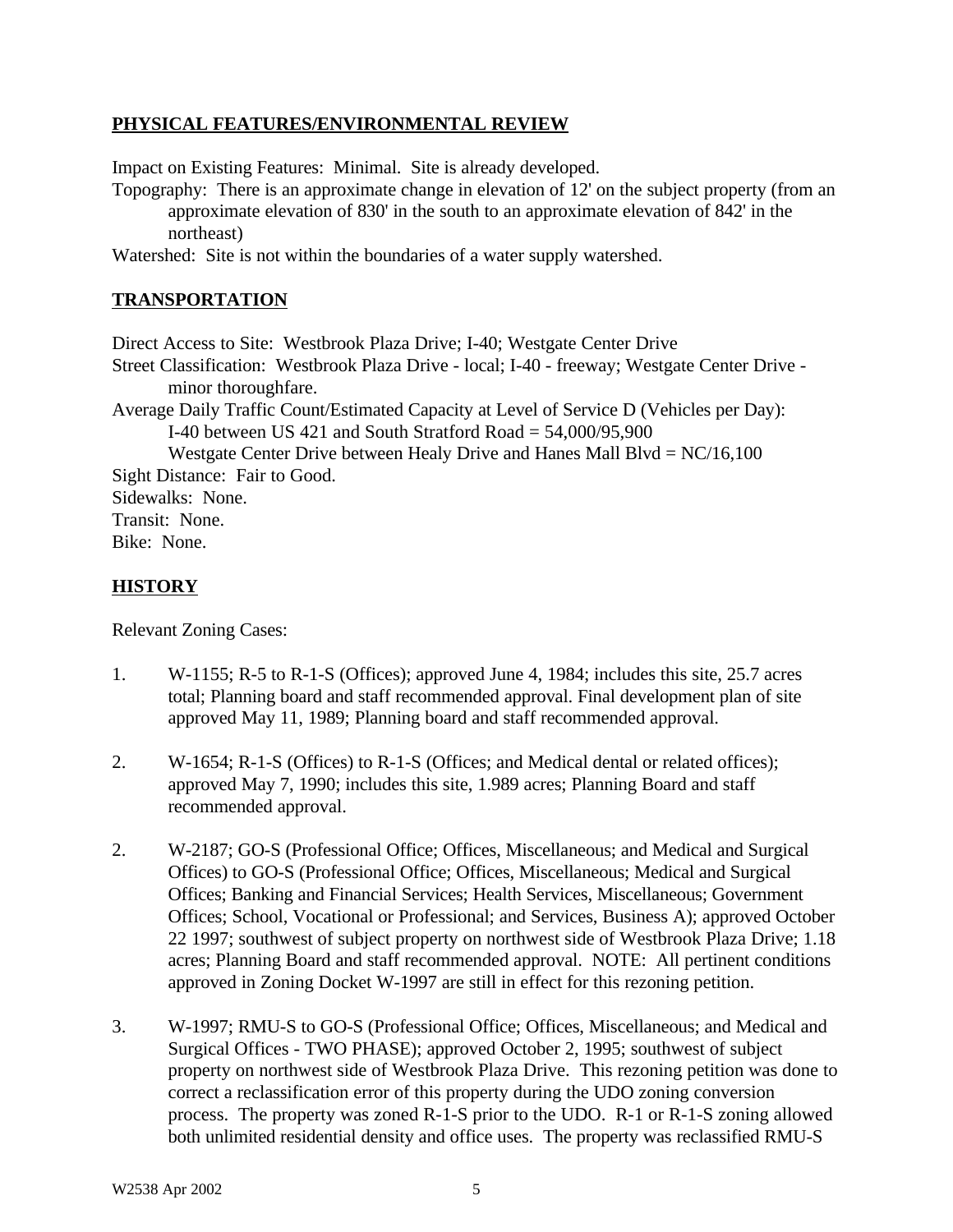## PHYSICAL FEATURES/ENVIRONMENTAL REVIEW

Impact on Existing Features: Minimal. Site is already developed.

Topography: There is an approximate change in elevation of 12' on the subject property (from an approximate elevation of 830' in the south to an approximate elevation of 842' in the northeast)

Watershed: Site is not within the boundaries of a water supply watershed.

## TRANSPORTATION

Direct Access to Site: Westbrook Plaza Drive; I-40; Westgate Center Drive

Street Classification: Westbrook Plaza Drive - local; I-40 - freeway; Westgate Center Drive - minor thoroughfare.

Average Daily Traffic Count/Estimated Capacity at Level of Service D (Vehicles per Day):
I-40 between US 421 and South Stratford Road = 54,000/95,900
Westgate Center Drive between Healy Drive and Hanes Mall Blvd = NC/16,100

Sight Distance: Fair to Good.

Sidewalks: None.

Transit: None.

Bike: None.

## HISTORY

Relevant Zoning Cases:

1. W-1155; R-5 to R-1-S (Offices); approved June 4, 1984; includes this site, 25.7 acres total; Planning board and staff recommended approval. Final development plan of site approved May 11, 1989; Planning board and staff recommended approval.

2. W-1654; R-1-S (Offices) to R-1-S (Offices; and Medical dental or related offices); approved May 7, 1990; includes this site, 1.989 acres; Planning Board and staff recommended approval.

2. W-2187; GO-S (Professional Office; Offices, Miscellaneous; and Medical and Surgical Offices) to GO-S (Professional Office; Offices, Miscellaneous; Medical and Surgical Offices; Banking and Financial Services; Health Services, Miscellaneous; Government Offices; School, Vocational or Professional; and Services, Business A); approved October 22 1997; southwest of subject property on northwest side of Westbrook Plaza Drive; 1.18 acres; Planning Board and staff recommended approval. NOTE: All pertinent conditions approved in Zoning Docket W-1997 are still in effect for this rezoning petition.

3. W-1997; RMU-S to GO-S (Professional Office; Offices, Miscellaneous; and Medical and Surgical Offices - TWO PHASE); approved October 2, 1995; southwest of subject property on northwest side of Westbrook Plaza Drive. This rezoning petition was done to correct a reclassification error of this property during the UDO zoning conversion process. The property was zoned R-1-S prior to the UDO. R-1 or R-1-S zoning allowed both unlimited residential density and office uses. The property was reclassified RMU-S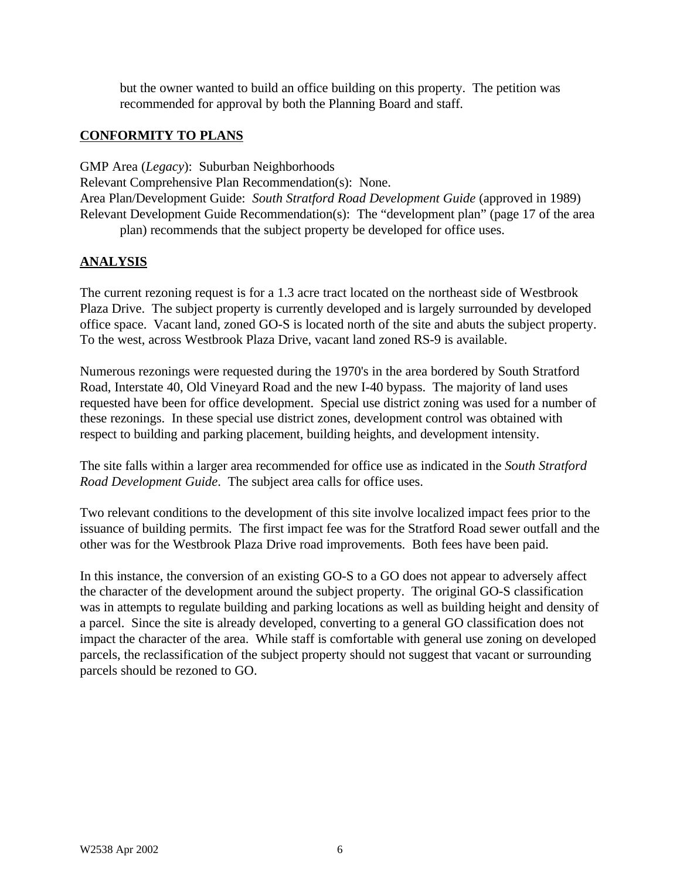but the owner wanted to build an office building on this property. The petition was recommended for approval by both the Planning Board and staff.

## CONFORMITY TO PLANS

GMP Area (*Legacy*): Suburban Neighborhoods
Relevant Comprehensive Plan Recommendation(s): None.
Area Plan/Development Guide: *South Stratford Road Development Guide* (approved in 1989)
Relevant Development Guide Recommendation(s): The "development plan" (page 17 of the area plan) recommends that the subject property be developed for office uses.

## ANALYSIS

The current rezoning request is for a 1.3 acre tract located on the northeast side of Westbrook Plaza Drive. The subject property is currently developed and is largely surrounded by developed office space. Vacant land, zoned GO-S is located north of the site and abuts the subject property. To the west, across Westbrook Plaza Drive, vacant land zoned RS-9 is available.

Numerous rezonings were requested during the 1970's in the area bordered by South Stratford Road, Interstate 40, Old Vineyard Road and the new I-40 bypass. The majority of land uses requested have been for office development. Special use district zoning was used for a number of these rezonings. In these special use district zones, development control was obtained with respect to building and parking placement, building heights, and development intensity.

The site falls within a larger area recommended for office use as indicated in the *South Stratford Road Development Guide*. The subject area calls for office uses.

Two relevant conditions to the development of this site involve localized impact fees prior to the issuance of building permits. The first impact fee was for the Stratford Road sewer outfall and the other was for the Westbrook Plaza Drive road improvements. Both fees have been paid.

In this instance, the conversion of an existing GO-S to a GO does not appear to adversely affect the character of the development around the subject property. The original GO-S classification was in attempts to regulate building and parking locations as well as building height and density of a parcel. Since the site is already developed, converting to a general GO classification does not impact the character of the area. While staff is comfortable with general use zoning on developed parcels, the reclassification of the subject property should not suggest that vacant or surrounding parcels should be rezoned to GO.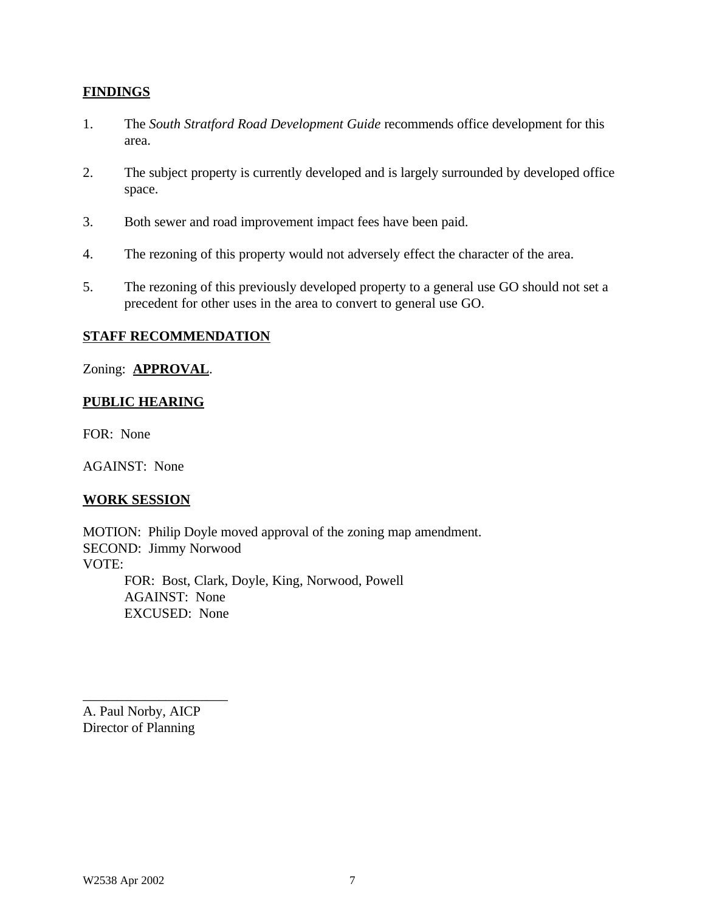**FINDINGS**

1. The *South Stratford Road Development Guide* recommends office development for this area.

2. The subject property is currently developed and is largely surrounded by developed office space.

3. Both sewer and road improvement impact fees have been paid.

4. The rezoning of this property would not adversely effect the character of the area.

5. The rezoning of this previously developed property to a general use GO should not set a precedent for other uses in the area to convert to general use GO.

**STAFF RECOMMENDATION**

Zoning: **APPROVAL**.

**PUBLIC HEARING**

FOR: None

AGAINST: None

**WORK SESSION**

MOTION: Philip Doyle moved approval of the zoning map amendment.
SECOND: Jimmy Norwood
VOTE:
FOR: Bost, Clark, Doyle, King, Norwood, Powell
AGAINST: None
EXCUSED: None

\_\_\_\_\_\_\_\_\_\_\_\_\_\_\_\_\_\_\_\_\_\_

A. Paul Norby, AICP
Director of Planning